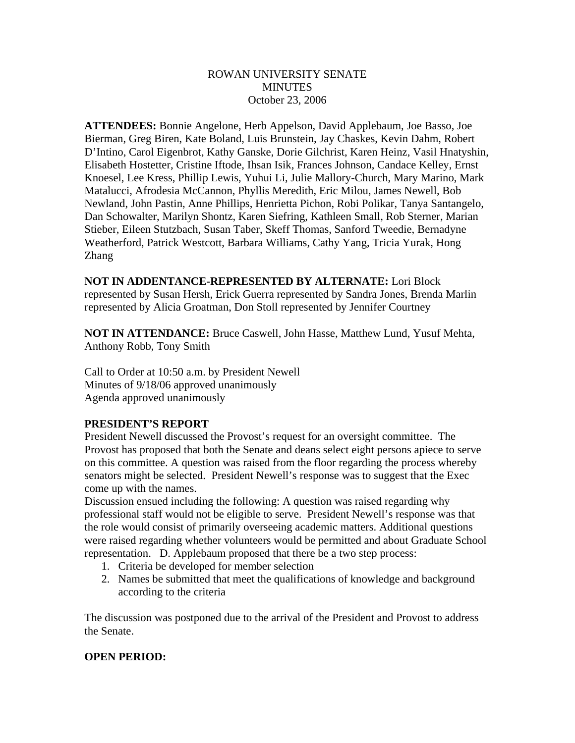ROWAN UNIVERSITY SENATE
MINUTES
October 23, 2006

**ATTENDEES:** Bonnie Angelone, Herb Appelson, David Applebaum, Joe Basso, Joe Bierman, Greg Biren, Kate Boland, Luis Brunstein, Jay Chaskes, Kevin Dahm, Robert D'Intino, Carol Eigenbrot, Kathy Ganske, Dorie Gilchrist, Karen Heinz, Vasil Hnatyshin, Elisabeth Hostetter, Cristine Iftode, Ihsan Isik, Frances Johnson, Candace Kelley, Ernst Knoesel, Lee Kress, Phillip Lewis, Yuhui Li, Julie Mallory-Church, Mary Marino, Mark Matalucci, Afrodesia McCannon, Phyllis Meredith, Eric Milou, James Newell, Bob Newland, John Pastin, Anne Phillips, Henrietta Pichon, Robi Polikar, Tanya Santangelo, Dan Schowalter, Marilyn Shontz, Karen Siefring, Kathleen Small, Rob Sterner, Marian Stieber, Eileen Stutzbach, Susan Taber, Skeff Thomas, Sanford Tweedie, Bernadyne Weatherford, Patrick Westcott, Barbara Williams, Cathy Yang, Tricia Yurak, Hong Zhang

**NOT IN ADDENTANCE-REPRESENTED BY ALTERNATE:** Lori Block represented by Susan Hersh, Erick Guerra represented by Sandra Jones, Brenda Marlin represented by Alicia Groatman, Don Stoll represented by Jennifer Courtney

**NOT IN ATTENDANCE:** Bruce Caswell, John Hasse, Matthew Lund, Yusuf Mehta, Anthony Robb, Tony Smith

Call to Order at 10:50 a.m. by President Newell
Minutes of 9/18/06 approved unanimously
Agenda approved unanimously

**PRESIDENT'S REPORT**

President Newell discussed the Provost's request for an oversight committee. The Provost has proposed that both the Senate and deans select eight persons apiece to serve on this committee. A question was raised from the floor regarding the process whereby senators might be selected. President Newell's response was to suggest that the Exec come up with the names.

Discussion ensued including the following: A question was raised regarding why professional staff would not be eligible to serve. President Newell's response was that the role would consist of primarily overseeing academic matters. Additional questions were raised regarding whether volunteers would be permitted and about Graduate School representation. D. Applebaum proposed that there be a two step process:

1. Criteria be developed for member selection
2. Names be submitted that meet the qualifications of knowledge and background according to the criteria

The discussion was postponed due to the arrival of the President and Provost to address the Senate.

**OPEN PERIOD:**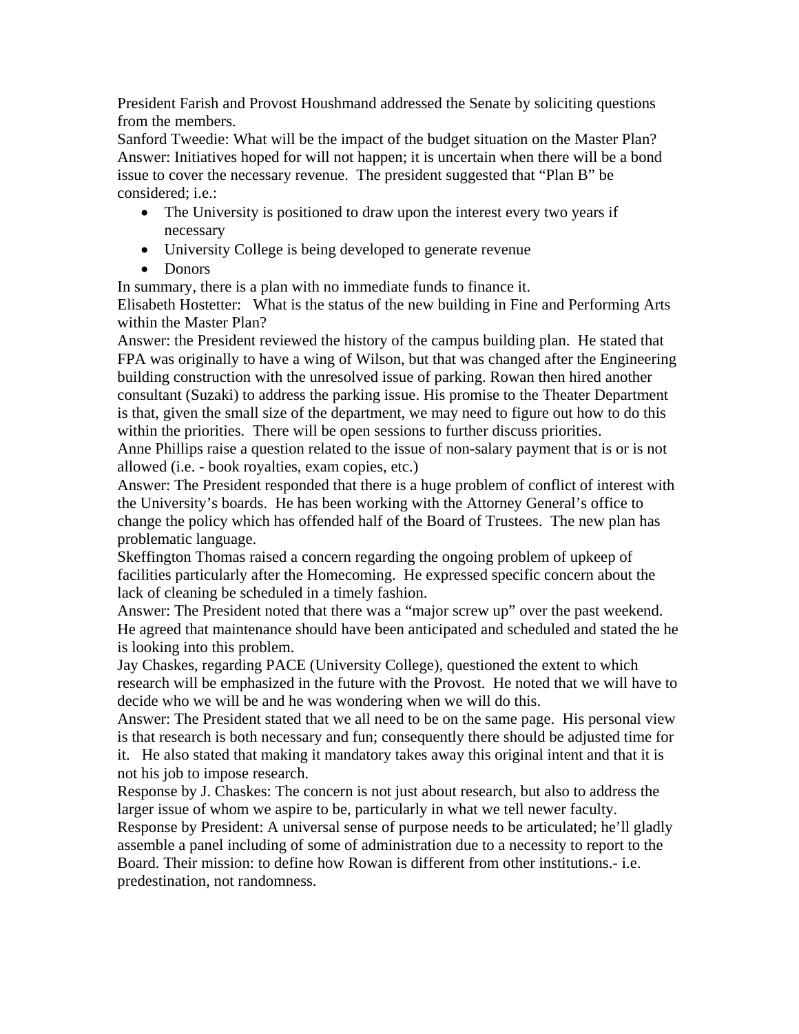President Farish and Provost Houshmand addressed the Senate by soliciting questions from the members.

Sanford Tweedie: What will be the impact of the budget situation on the Master Plan?

Answer: Initiatives hoped for will not happen; it is uncertain when there will be a bond issue to cover the necessary revenue. The president suggested that "Plan B" be considered; i.e.:

- The University is positioned to draw upon the interest every two years if necessary
- University College is being developed to generate revenue
- Donors

In summary, there is a plan with no immediate funds to finance it.

Elisabeth Hostetter: What is the status of the new building in Fine and Performing Arts within the Master Plan?

Answer: the President reviewed the history of the campus building plan. He stated that FPA was originally to have a wing of Wilson, but that was changed after the Engineering building construction with the unresolved issue of parking. Rowan then hired another consultant (Suzaki) to address the parking issue. His promise to the Theater Department is that, given the small size of the department, we may need to figure out how to do this within the priorities. There will be open sessions to further discuss priorities.

Anne Phillips raise a question related to the issue of non-salary payment that is or is not allowed (i.e. - book royalties, exam copies, etc.)

Answer: The President responded that there is a huge problem of conflict of interest with the University's boards. He has been working with the Attorney General's office to change the policy which has offended half of the Board of Trustees. The new plan has problematic language.

Skeffington Thomas raised a concern regarding the ongoing problem of upkeep of facilities particularly after the Homecoming. He expressed specific concern about the lack of cleaning be scheduled in a timely fashion.

Answer: The President noted that there was a "major screw up" over the past weekend. He agreed that maintenance should have been anticipated and scheduled and stated the he is looking into this problem.

Jay Chaskes, regarding PACE (University College), questioned the extent to which research will be emphasized in the future with the Provost. He noted that we will have to decide who we will be and he was wondering when we will do this.

Answer: The President stated that we all need to be on the same page. His personal view is that research is both necessary and fun; consequently there should be adjusted time for it. He also stated that making it mandatory takes away this original intent and that it is not his job to impose research.

Response by J. Chaskes: The concern is not just about research, but also to address the larger issue of whom we aspire to be, particularly in what we tell newer faculty.

Response by President: A universal sense of purpose needs to be articulated; he'll gladly assemble a panel including of some of administration due to a necessity to report to the Board. Their mission: to define how Rowan is different from other institutions.- i.e. predestination, not randomness.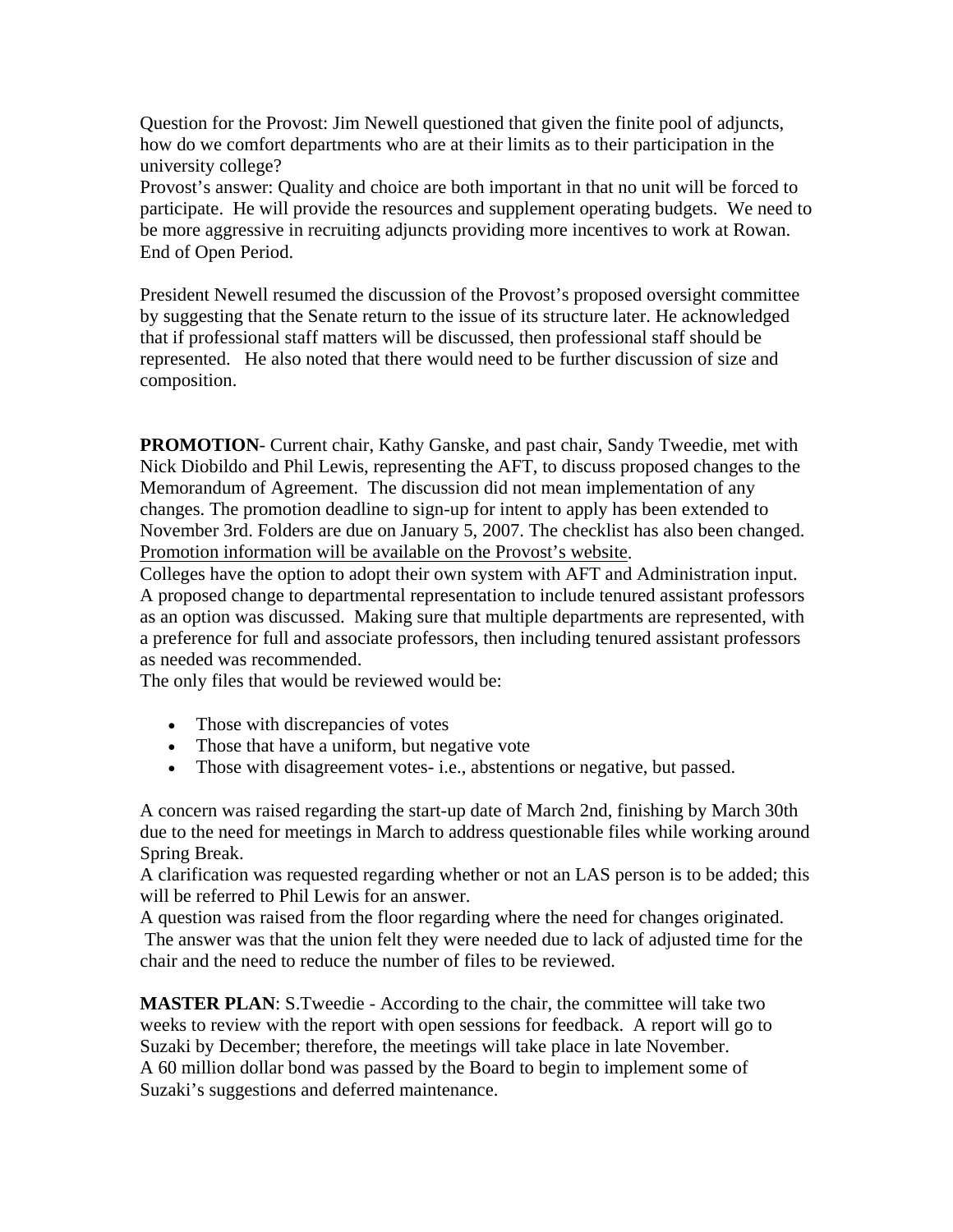Question for the Provost: Jim Newell questioned that given the finite pool of adjuncts, how do we comfort departments who are at their limits as to their participation in the university college?
Provost's answer: Quality and choice are both important in that no unit will be forced to participate. He will provide the resources and supplement operating budgets. We need to be more aggressive in recruiting adjuncts providing more incentives to work at Rowan.
End of Open Period.

President Newell resumed the discussion of the Provost's proposed oversight committee by suggesting that the Senate return to the issue of its structure later. He acknowledged that if professional staff matters will be discussed, then professional staff should be represented. He also noted that there would need to be further discussion of size and composition.

**PROMOTION**- Current chair, Kathy Ganske, and past chair, Sandy Tweedie, met with Nick Diobildo and Phil Lewis, representing the AFT, to discuss proposed changes to the Memorandum of Agreement. The discussion did not mean implementation of any changes. The promotion deadline to sign-up for intent to apply has been extended to November 3rd. Folders are due on January 5, 2007. The checklist has also been changed. Promotion information will be available on the Provost's website.
Colleges have the option to adopt their own system with AFT and Administration input. A proposed change to departmental representation to include tenured assistant professors as an option was discussed. Making sure that multiple departments are represented, with a preference for full and associate professors, then including tenured assistant professors as needed was recommended.
The only files that would be reviewed would be:

- Those with discrepancies of votes
- Those that have a uniform, but negative vote
- Those with disagreement votes- i.e., abstentions or negative, but passed.

A concern was raised regarding the start-up date of March 2nd, finishing by March 30th due to the need for meetings in March to address questionable files while working around Spring Break.
A clarification was requested regarding whether or not an LAS person is to be added; this will be referred to Phil Lewis for an answer.
A question was raised from the floor regarding where the need for changes originated.
The answer was that the union felt they were needed due to lack of adjusted time for the chair and the need to reduce the number of files to be reviewed.

**MASTER PLAN**: S.Tweedie - According to the chair, the committee will take two weeks to review with the report with open sessions for feedback. A report will go to Suzaki by December; therefore, the meetings will take place in late November.
A 60 million dollar bond was passed by the Board to begin to implement some of Suzaki's suggestions and deferred maintenance.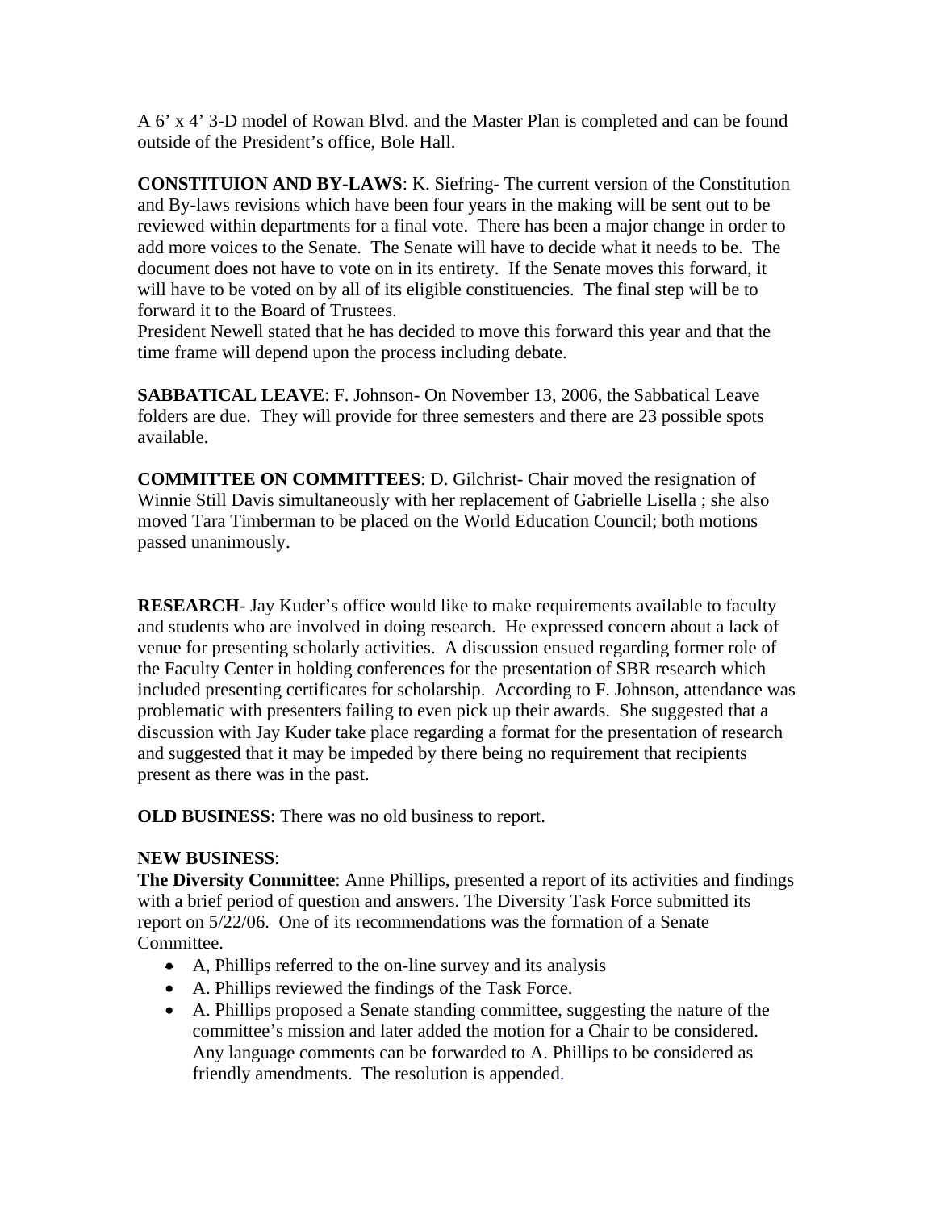A 6' x 4' 3-D model of Rowan Blvd. and the Master Plan is completed and can be found outside of the President's office, Bole Hall.

**CONSTITUION AND BY-LAWS**: K. Siefring- The current version of the Constitution and By-laws revisions which have been four years in the making will be sent out to be reviewed within departments for a final vote. There has been a major change in order to add more voices to the Senate. The Senate will have to decide what it needs to be. The document does not have to vote on in its entirety. If the Senate moves this forward, it will have to be voted on by all of its eligible constituencies. The final step will be to forward it to the Board of Trustees.
President Newell stated that he has decided to move this forward this year and that the time frame will depend upon the process including debate.

**SABBATICAL LEAVE**: F. Johnson- On November 13, 2006, the Sabbatical Leave folders are due. They will provide for three semesters and there are 23 possible spots available.

**COMMITTEE ON COMMITTEES**: D. Gilchrist- Chair moved the resignation of Winnie Still Davis simultaneously with her replacement of Gabrielle Lisella ; she also moved Tara Timberman to be placed on the World Education Council; both motions passed unanimously.

**RESEARCH**- Jay Kuder's office would like to make requirements available to faculty and students who are involved in doing research. He expressed concern about a lack of venue for presenting scholarly activities. A discussion ensued regarding former role of the Faculty Center in holding conferences for the presentation of SBR research which included presenting certificates for scholarship. According to F. Johnson, attendance was problematic with presenters failing to even pick up their awards. She suggested that a discussion with Jay Kuder take place regarding a format for the presentation of research and suggested that it may be impeded by there being no requirement that recipients present as there was in the past.

**OLD BUSINESS**: There was no old business to report.

**NEW BUSINESS**:
**The Diversity Committee**: Anne Phillips, presented a report of its activities and findings with a brief period of question and answers. The Diversity Task Force submitted its report on 5/22/06. One of its recommendations was the formation of a Senate Committee.

- A, Phillips referred to the on-line survey and its analysis
- A. Phillips reviewed the findings of the Task Force.
- A. Phillips proposed a Senate standing committee, suggesting the nature of the committee's mission and later added the motion for a Chair to be considered. Any language comments can be forwarded to A. Phillips to be considered as friendly amendments. The resolution is appended.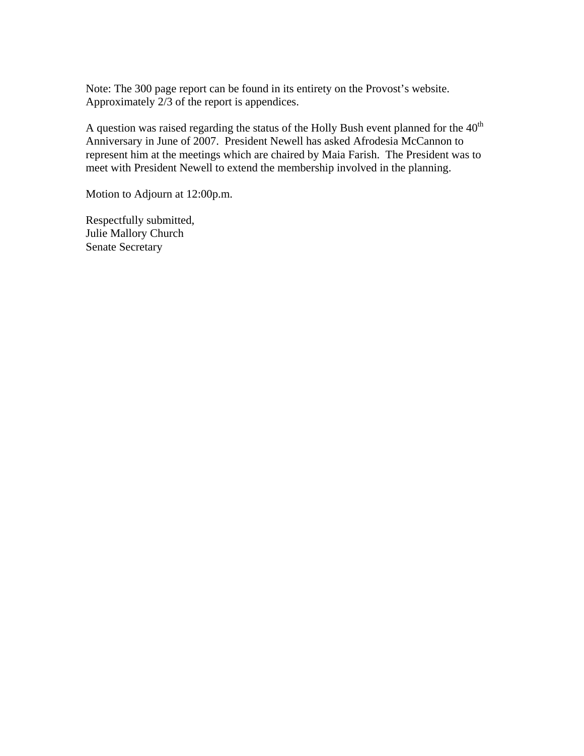Note: The 300 page report can be found in its entirety on the Provost's website. Approximately 2/3 of the report is appendices.

A question was raised regarding the status of the Holly Bush event planned for the 40th Anniversary in June of 2007. President Newell has asked Afrodesia McCannon to represent him at the meetings which are chaired by Maia Farish. The President was to meet with President Newell to extend the membership involved in the planning.

Motion to Adjourn at 12:00p.m.

Respectfully submitted,
Julie Mallory Church
Senate Secretary